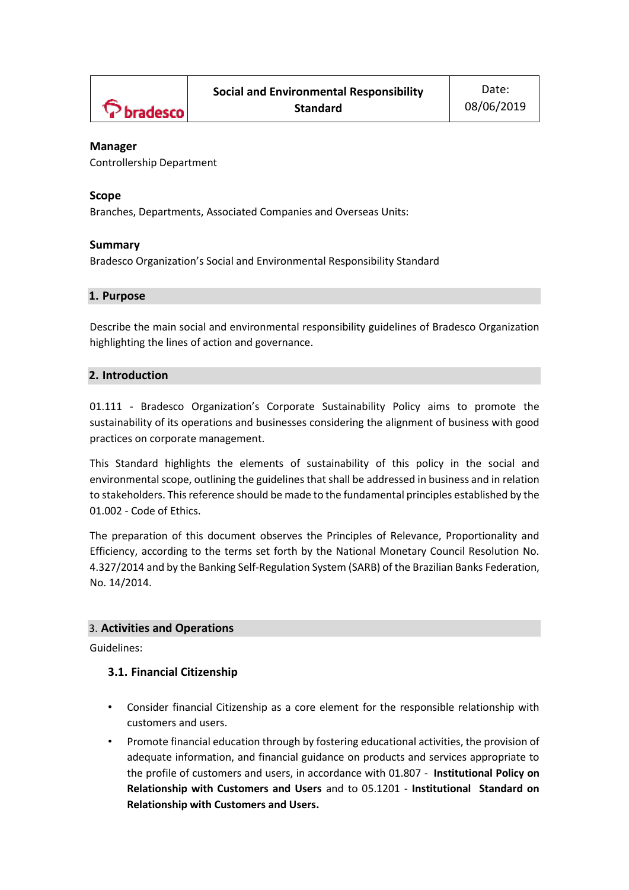| bradesco | **Social and Environmental Responsibility Standard** | Date: 08/06/2019 |
|---|---|---|

**Manager**
Controllership Department

**Scope**
Branches, Departments, Associated Companies and Overseas Units:

**Summary**
Bradesco Organization's Social and Environmental Responsibility Standard

## 1. Purpose

Describe the main social and environmental responsibility guidelines of Bradesco Organization highlighting the lines of action and governance.

## 2. Introduction

01.111 - Bradesco Organization's Corporate Sustainability Policy aims to promote the sustainability of its operations and businesses considering the alignment of business with good practices on corporate management.

This Standard highlights the elements of sustainability of this policy in the social and environmental scope, outlining the guidelines that shall be addressed in business and in relation to stakeholders. This reference should be made to the fundamental principles established by the 01.002 - Code of Ethics.

The preparation of this document observes the Principles of Relevance, Proportionality and Efficiency, according to the terms set forth by the National Monetary Council Resolution No. 4.327/2014 and by the Banking Self-Regulation System (SARB) of the Brazilian Banks Federation, No. 14/2014.

## 3. Activities and Operations

Guidelines:

### 3.1. Financial Citizenship

- Consider financial Citizenship as a core element for the responsible relationship with customers and users.
- Promote financial education through by fostering educational activities, the provision of adequate information, and financial guidance on products and services appropriate to the profile of customers and users, in accordance with 01.807 - **Institutional Policy on Relationship with Customers and Users** and to 05.1201 - **Institutional Standard on Relationship with Customers and Users.**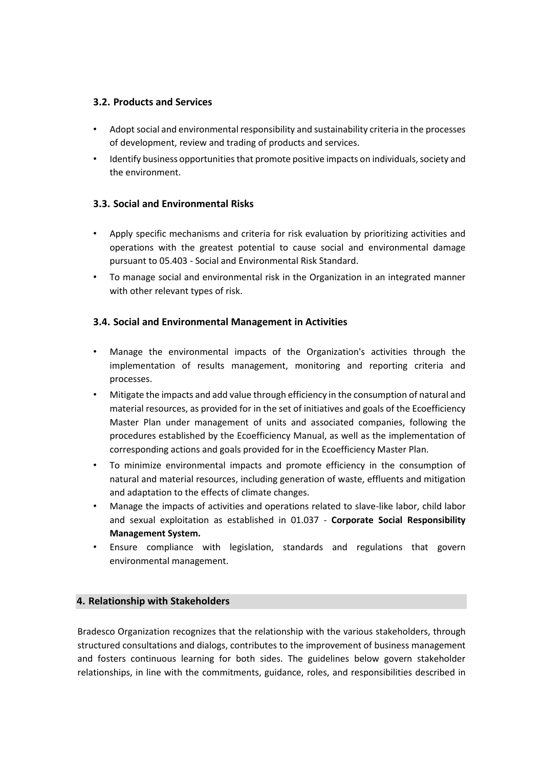### 3.2. Products and Services

- Adopt social and environmental responsibility and sustainability criteria in the processes of development, review and trading of products and services.
- Identify business opportunities that promote positive impacts on individuals, society and the environment.

### 3.3. Social and Environmental Risks

- Apply specific mechanisms and criteria for risk evaluation by prioritizing activities and operations with the greatest potential to cause social and environmental damage pursuant to 05.403 - Social and Environmental Risk Standard.
- To manage social and environmental risk in the Organization in an integrated manner with other relevant types of risk.

### 3.4. Social and Environmental Management in Activities

- Manage the environmental impacts of the Organization's activities through the implementation of results management, monitoring and reporting criteria and processes.
- Mitigate the impacts and add value through efficiency in the consumption of natural and material resources, as provided for in the set of initiatives and goals of the Ecoefficiency Master Plan under management of units and associated companies, following the procedures established by the Ecoefficiency Manual, as well as the implementation of corresponding actions and goals provided for in the Ecoefficiency Master Plan.
- To minimize environmental impacts and promote efficiency in the consumption of natural and material resources, including generation of waste, effluents and mitigation and adaptation to the effects of climate changes.
- Manage the impacts of activities and operations related to slave-like labor, child labor and sexual exploitation as established in 01.037 - **Corporate Social Responsibility Management System.**
- Ensure compliance with legislation, standards and regulations that govern environmental management.

## 4. Relationship with Stakeholders

Bradesco Organization recognizes that the relationship with the various stakeholders, through structured consultations and dialogs, contributes to the improvement of business management and fosters continuous learning for both sides. The guidelines below govern stakeholder relationships, in line with the commitments, guidance, roles, and responsibilities described in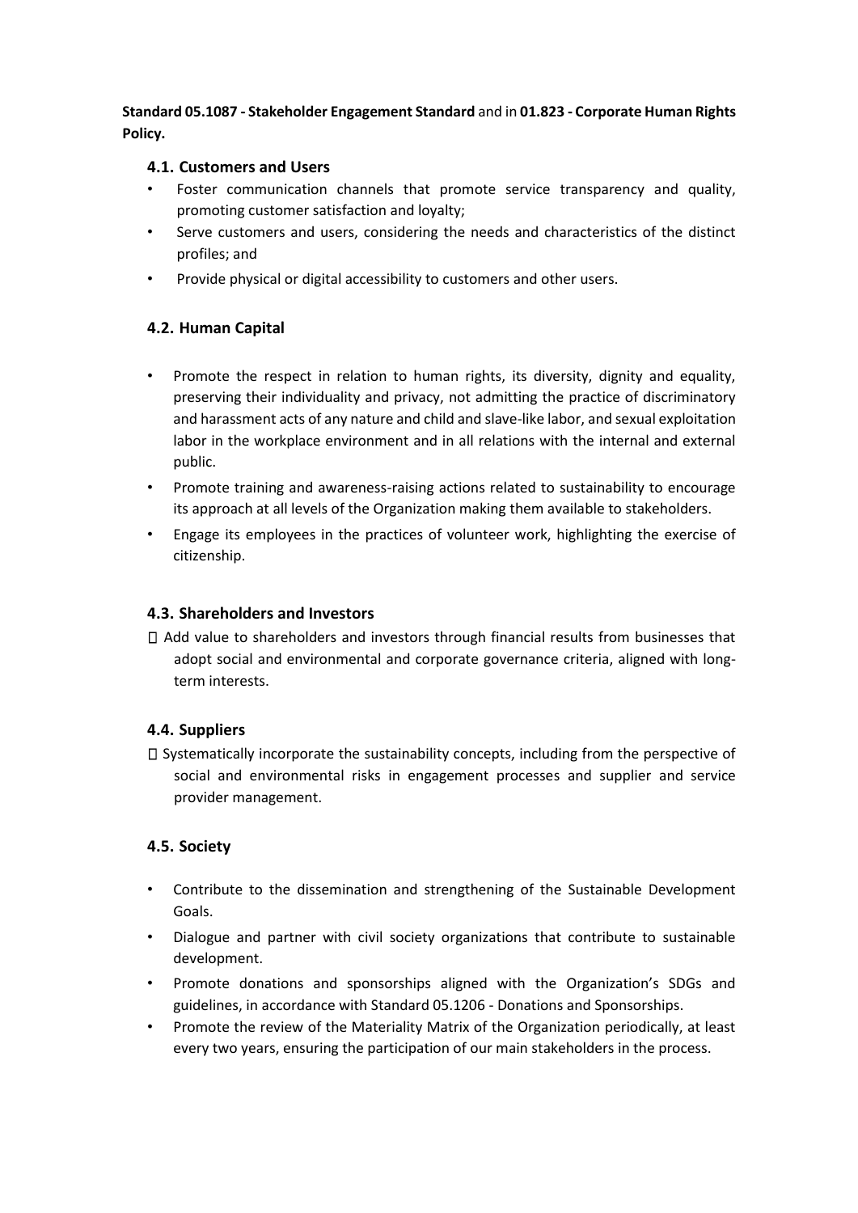**Standard 05.1087 - Stakeholder Engagement Standard** and in **01.823 - Corporate Human Rights Policy.**

### 4.1. Customers and Users

- Foster communication channels that promote service transparency and quality, promoting customer satisfaction and loyalty;
- Serve customers and users, considering the needs and characteristics of the distinct profiles; and
- Provide physical or digital accessibility to customers and other users.

### 4.2. Human Capital

- Promote the respect in relation to human rights, its diversity, dignity and equality, preserving their individuality and privacy, not admitting the practice of discriminatory and harassment acts of any nature and child and slave-like labor, and sexual exploitation labor in the workplace environment and in all relations with the internal and external public.
- Promote training and awareness-raising actions related to sustainability to encourage its approach at all levels of the Organization making them available to stakeholders.
- Engage its employees in the practices of volunteer work, highlighting the exercise of citizenship.

### 4.3. Shareholders and Investors

- Add value to shareholders and investors through financial results from businesses that adopt social and environmental and corporate governance criteria, aligned with long-term interests.

### 4.4. Suppliers

- Systematically incorporate the sustainability concepts, including from the perspective of social and environmental risks in engagement processes and supplier and service provider management.

### 4.5. Society

- Contribute to the dissemination and strengthening of the Sustainable Development Goals.
- Dialogue and partner with civil society organizations that contribute to sustainable development.
- Promote donations and sponsorships aligned with the Organization's SDGs and guidelines, in accordance with Standard 05.1206 - Donations and Sponsorships.
- Promote the review of the Materiality Matrix of the Organization periodically, at least every two years, ensuring the participation of our main stakeholders in the process.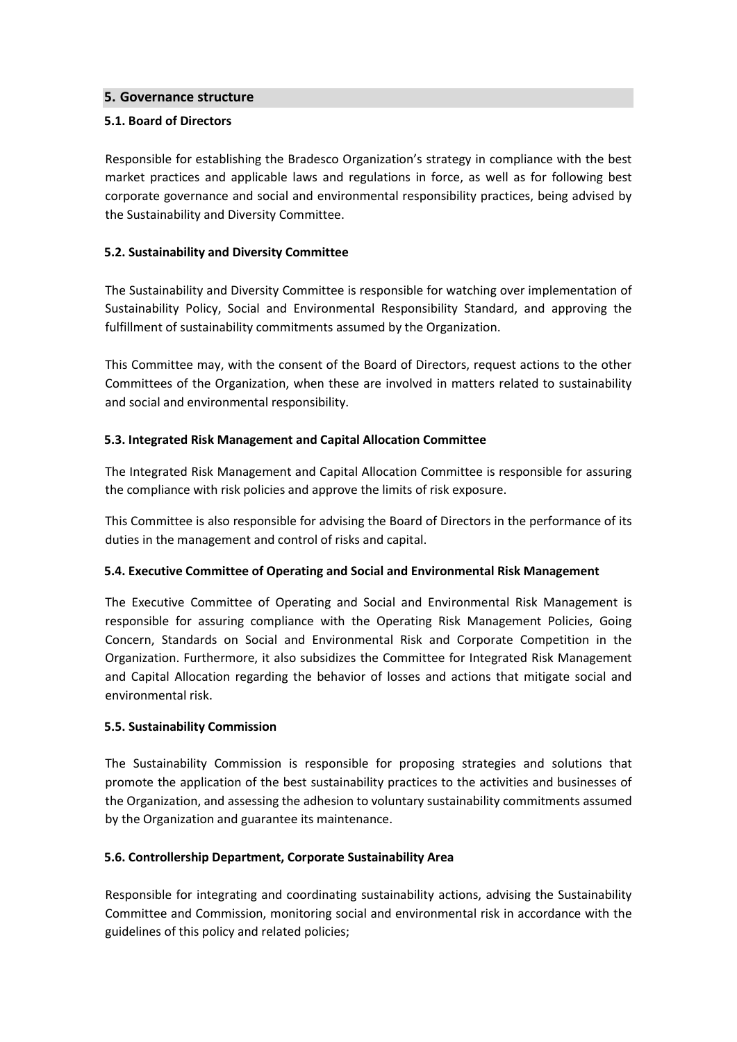## 5. Governance structure

### 5.1. Board of Directors

Responsible for establishing the Bradesco Organization's strategy in compliance with the best market practices and applicable laws and regulations in force, as well as for following best corporate governance and social and environmental responsibility practices, being advised by the Sustainability and Diversity Committee.

### 5.2. Sustainability and Diversity Committee

The Sustainability and Diversity Committee is responsible for watching over implementation of Sustainability Policy, Social and Environmental Responsibility Standard, and approving the fulfillment of sustainability commitments assumed by the Organization.

This Committee may, with the consent of the Board of Directors, request actions to the other Committees of the Organization, when these are involved in matters related to sustainability and social and environmental responsibility.

### 5.3. Integrated Risk Management and Capital Allocation Committee

The Integrated Risk Management and Capital Allocation Committee is responsible for assuring the compliance with risk policies and approve the limits of risk exposure.

This Committee is also responsible for advising the Board of Directors in the performance of its duties in the management and control of risks and capital.

### 5.4. Executive Committee of Operating and Social and Environmental Risk Management

The Executive Committee of Operating and Social and Environmental Risk Management is responsible for assuring compliance with the Operating Risk Management Policies, Going Concern, Standards on Social and Environmental Risk and Corporate Competition in the Organization. Furthermore, it also subsidizes the Committee for Integrated Risk Management and Capital Allocation regarding the behavior of losses and actions that mitigate social and environmental risk.

### 5.5. Sustainability Commission

The Sustainability Commission is responsible for proposing strategies and solutions that promote the application of the best sustainability practices to the activities and businesses of the Organization, and assessing the adhesion to voluntary sustainability commitments assumed by the Organization and guarantee its maintenance.

### 5.6. Controllership Department, Corporate Sustainability Area

Responsible for integrating and coordinating sustainability actions, advising the Sustainability Committee and Commission, monitoring social and environmental risk in accordance with the guidelines of this policy and related policies;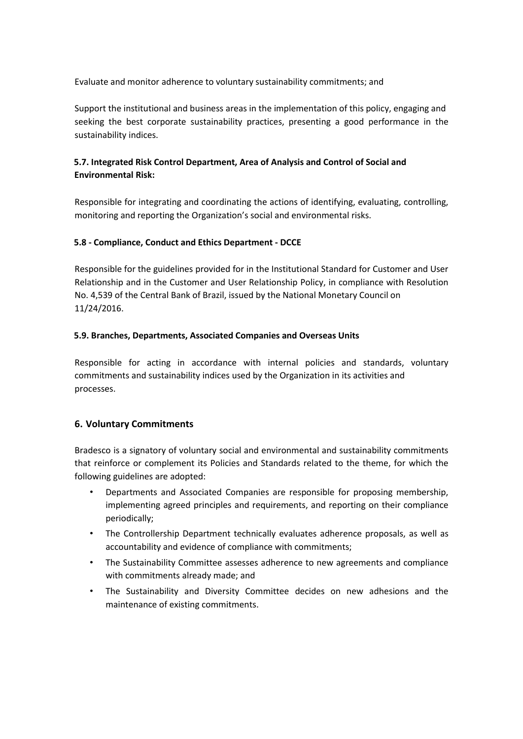Evaluate and monitor adherence to voluntary sustainability commitments; and

Support the institutional and business areas in the implementation of this policy, engaging and seeking the best corporate sustainability practices, presenting a good performance in the sustainability indices.

### 5.7. Integrated Risk Control Department, Area of Analysis and Control of Social and Environmental Risk:

Responsible for integrating and coordinating the actions of identifying, evaluating, controlling, monitoring and reporting the Organization's social and environmental risks.

### 5.8 - Compliance, Conduct and Ethics Department - DCCE

Responsible for the guidelines provided for in the Institutional Standard for Customer and User Relationship and in the Customer and User Relationship Policy, in compliance with Resolution No. 4,539 of the Central Bank of Brazil, issued by the National Monetary Council on 11/24/2016.

### 5.9. Branches, Departments, Associated Companies and Overseas Units

Responsible for acting in accordance with internal policies and standards, voluntary commitments and sustainability indices used by the Organization in its activities and processes.

## 6. Voluntary Commitments

Bradesco is a signatory of voluntary social and environmental and sustainability commitments that reinforce or complement its Policies and Standards related to the theme, for which the following guidelines are adopted:

- Departments and Associated Companies are responsible for proposing membership, implementing agreed principles and requirements, and reporting on their compliance periodically;
- The Controllership Department technically evaluates adherence proposals, as well as accountability and evidence of compliance with commitments;
- The Sustainability Committee assesses adherence to new agreements and compliance with commitments already made; and
- The Sustainability and Diversity Committee decides on new adhesions and the maintenance of existing commitments.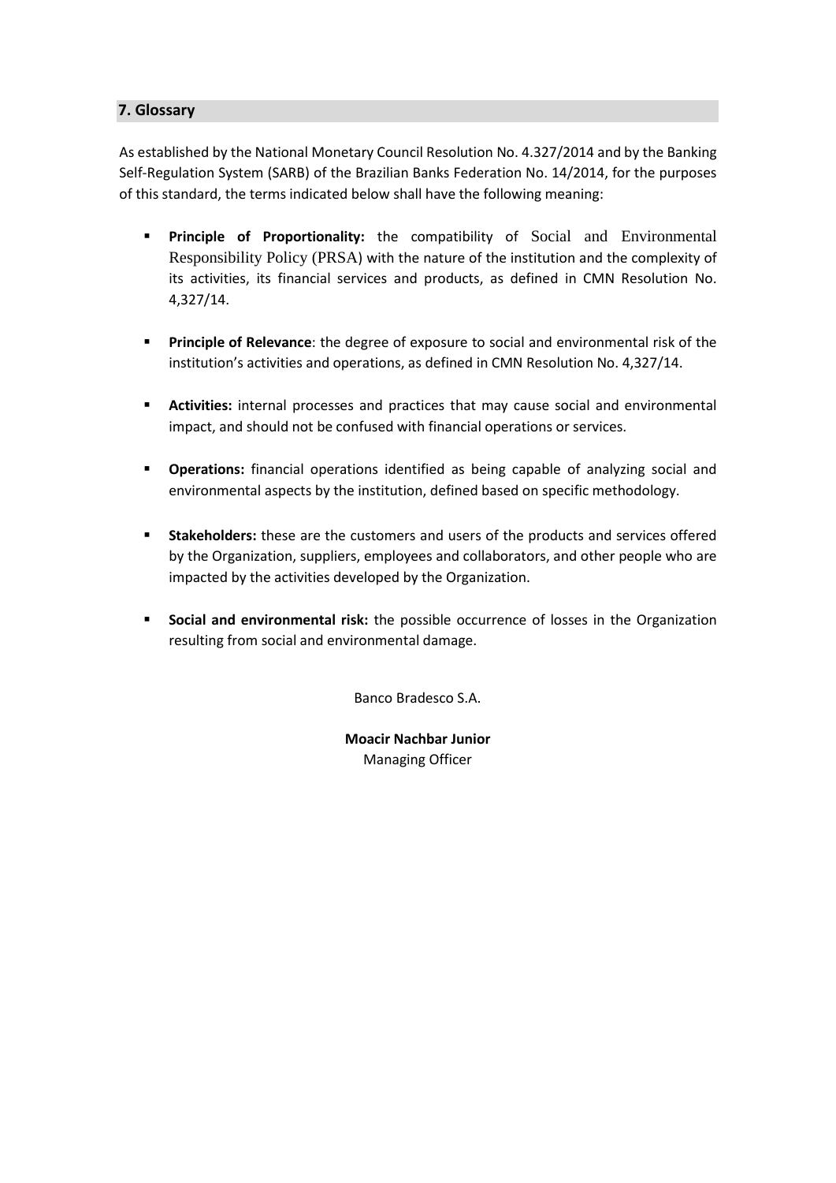## 7. Glossary

As established by the National Monetary Council Resolution No. 4.327/2014 and by the Banking Self-Regulation System (SARB) of the Brazilian Banks Federation No. 14/2014, for the purposes of this standard, the terms indicated below shall have the following meaning:

- **Principle of Proportionality:** the compatibility of Social and Environmental Responsibility Policy (PRSA) with the nature of the institution and the complexity of its activities, its financial services and products, as defined in CMN Resolution No. 4,327/14.
- **Principle of Relevance**: the degree of exposure to social and environmental risk of the institution's activities and operations, as defined in CMN Resolution No. 4,327/14.
- **Activities:** internal processes and practices that may cause social and environmental impact, and should not be confused with financial operations or services.
- **Operations:** financial operations identified as being capable of analyzing social and environmental aspects by the institution, defined based on specific methodology.
- **Stakeholders:** these are the customers and users of the products and services offered by the Organization, suppliers, employees and collaborators, and other people who are impacted by the activities developed by the Organization.
- **Social and environmental risk:** the possible occurrence of losses in the Organization resulting from social and environmental damage.

Banco Bradesco S.A.

**Moacir Nachbar Junior**
Managing Officer